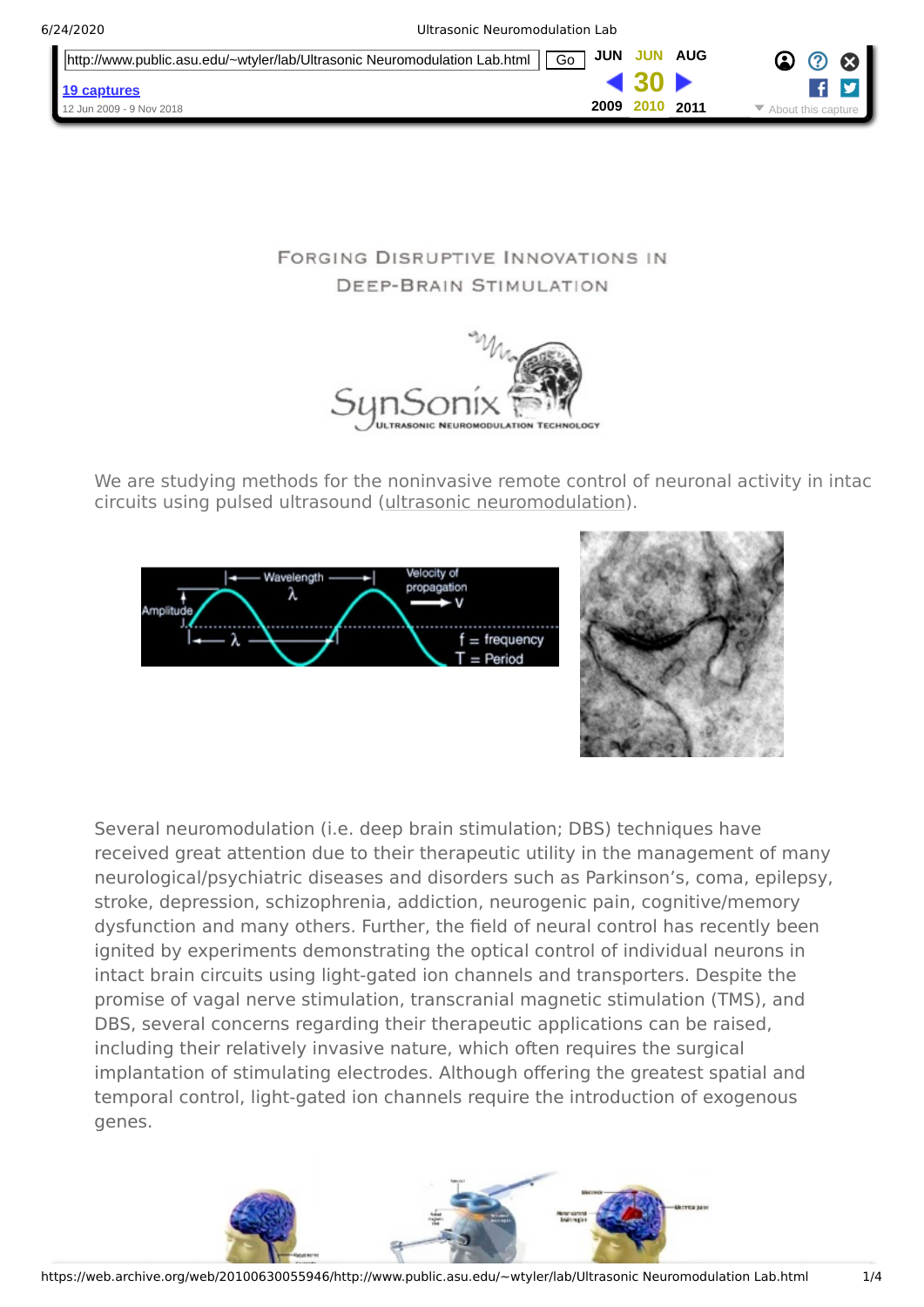# Forging Disruptive Innovations in Deep-Brain Stimulation

We are studying methods for the noninvasive remote control of neuronal activity in intac circuits using pulsed ultrasound (ultrasonic neuromodulation).

Several neuromodulation (i.e. deep brain stimulation; DBS) techniques have received great attention due to their therapeutic utility in the management of many neurological/psychiatric diseases and disorders such as Parkinson's, coma, epilepsy, stroke, depression, schizophrenia, addiction, neurogenic pain, cognitive/memory dysfunction and many others. Further, the field of neural control has recently been ignited by experiments demonstrating the optical control of individual neurons in intact brain circuits using light-gated ion channels and transporters. Despite the promise of vagal nerve stimulation, transcranial magnetic stimulation (TMS), and DBS, several concerns regarding their therapeutic applications can be raised, including their relatively invasive nature, which often requires the surgical implantation of stimulating electrodes. Although offering the greatest spatial and temporal control, light-gated ion channels require the introduction of exogenous genes.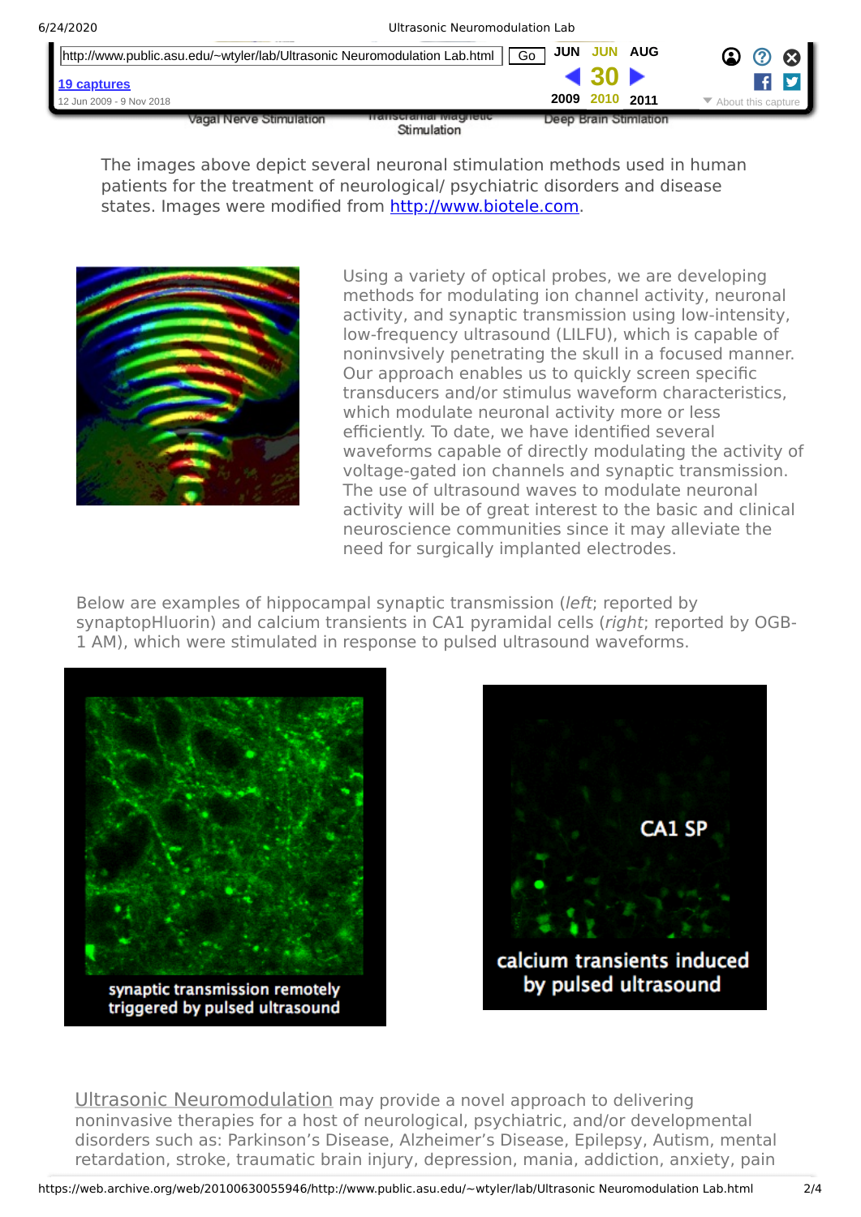Vagal Nerve Stimulation Transcranial Magnetic Stimulation Deep Brain Stimulation

The images above depict several neuronal stimulation methods used in human patients for the treatment of neurological/ psychiatric disorders and disease states. Images were modified from http://www.biotele.com.

Using a variety of optical probes, we are developing methods for modulating ion channel activity, neuronal activity, and synaptic transmission using low-intensity, low-frequency ultrasound (LILFU), which is capable of noninvsively penetrating the skull in a focused manner. Our approach enables us to quickly screen specific transducers and/or stimulus waveform characteristics, which modulate neuronal activity more or less efficiently. To date, we have identified several waveforms capable of directly modulating the activity of voltage-gated ion channels and synaptic transmission. The use of ultrasound waves to modulate neuronal activity will be of great interest to the basic and clinical neuroscience communities since it may alleviate the need for surgically implanted electrodes.

Below are examples of hippocampal synaptic transmission (*left*; reported by synaptopHluorin) and calcium transients in CA1 pyramidal cells (*right*; reported by OGB-1 AM), which were stimulated in response to pulsed ultrasound waveforms.

synaptic transmission remotely triggered by pulsed ultrasound

CA1 SP

calcium transients induced by pulsed ultrasound

Ultrasonic Neuromodulation may provide a novel approach to delivering noninvasive therapies for a host of neurological, psychiatric, and/or developmental disorders such as: Parkinson's Disease, Alzheimer's Disease, Epilepsy, Autism, mental retardation, stroke, traumatic brain injury, depression, mania, addiction, anxiety, pain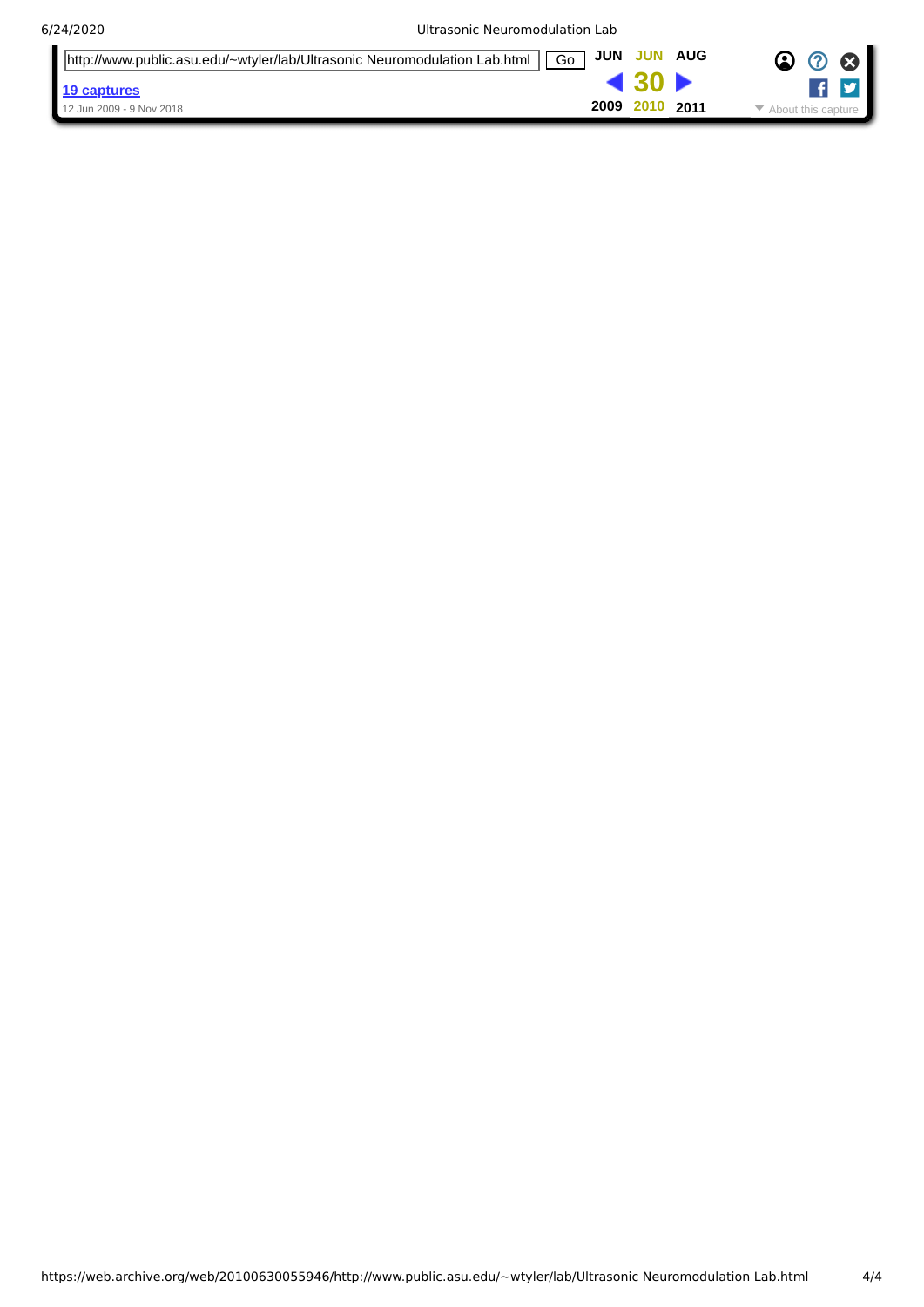http://www.public.asu.edu/~wtyler/lab/Ultrasonic Neuromodulation Lab.html | Go | JUN JUN AUG

[19 captures](#)

12 Jun 2009 - 9 Nov 2018

◀ 30 ▶

2009 2010 2011

About this capture